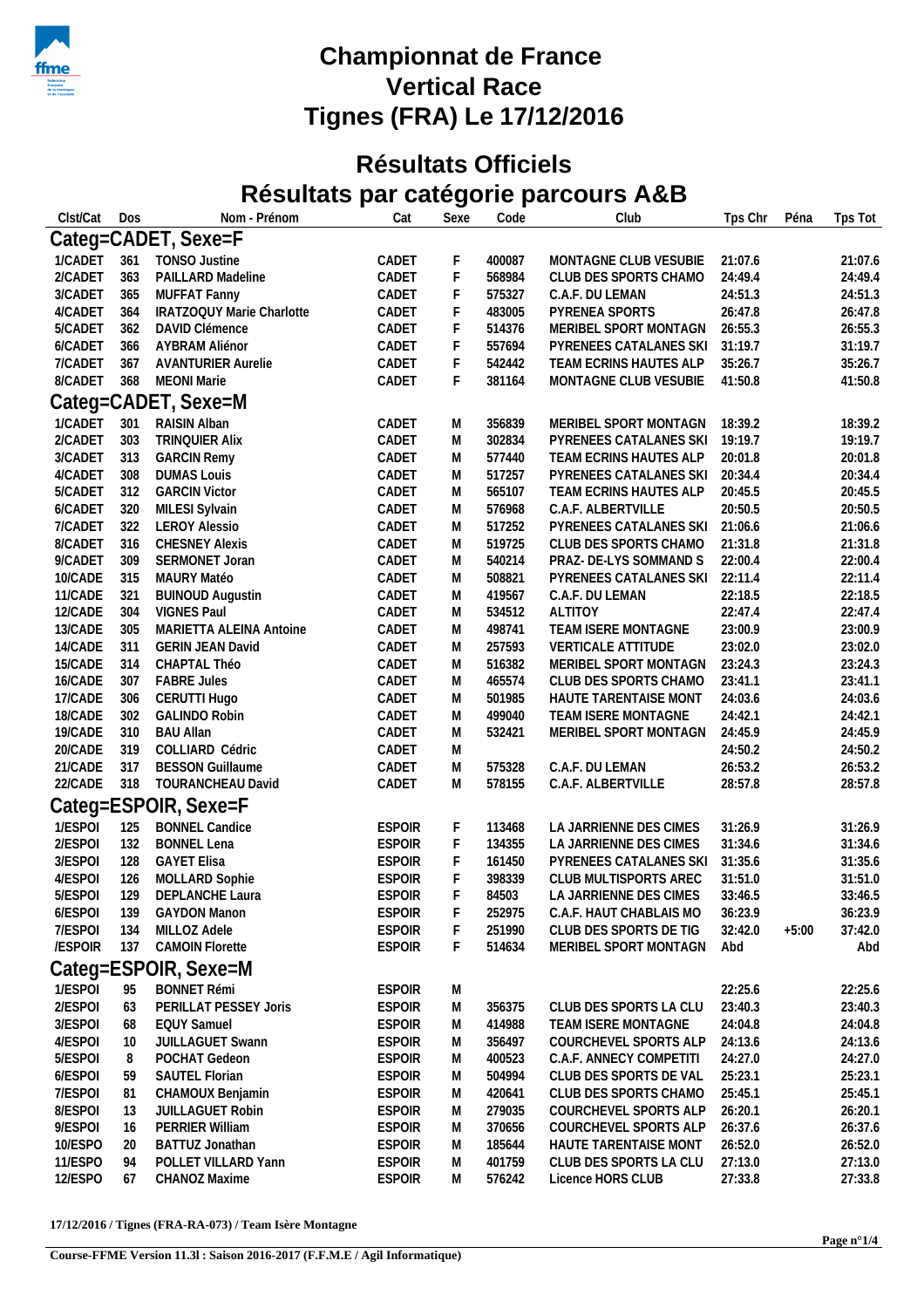# Championnat de France
# Vertical Race
# Tignes (FRA) Le 17/12/2016

## Résultats Officiels

## Résultats par catégorie parcours A&B

| Clst/Cat | Dos | Nom - Prénom | Cat | Sexe | Code | Club | Tps Chr | Péna | Tps Tot |
|---|---|---|---|---|---|---|---|---|---|
| **Categ=CADET, Sexe=F** | | | | | | | | | |
| 1/CADET | 361 | TONSO Justine | CADET | F | 400087 | MONTAGNE CLUB VESUBIE | 21:07.6 | | 21:07.6 |
| 2/CADET | 363 | PAILLARD Madeline | CADET | F | 568984 | CLUB DES SPORTS CHAMO | 24:49.4 | | 24:49.4 |
| 3/CADET | 365 | MUFFAT Fanny | CADET | F | 575327 | C.A.F. DU LEMAN | 24:51.3 | | 24:51.3 |
| 4/CADET | 364 | IRATZOQUY Marie Charlotte | CADET | F | 483005 | PYRENEA SPORTS | 26:47.8 | | 26:47.8 |
| 5/CADET | 362 | DAVID Clémence | CADET | F | 514376 | MERIBEL SPORT MONTAGN | 26:55.3 | | 26:55.3 |
| 6/CADET | 366 | AYBRAM Aliénor | CADET | F | 557694 | PYRENEES CATALANES SKI | 31:19.7 | | 31:19.7 |
| 7/CADET | 367 | AVANTURIER Aurelie | CADET | F | 542442 | TEAM ECRINS HAUTES ALP | 35:26.7 | | 35:26.7 |
| 8/CADET | 368 | MEONI Marie | CADET | F | 381164 | MONTAGNE CLUB VESUBIE | 41:50.8 | | 41:50.8 |
| **Categ=CADET, Sexe=M** | | | | | | | | | |
| 1/CADET | 301 | RAISIN Alban | CADET | M | 356839 | MERIBEL SPORT MONTAGN | 18:39.2 | | 18:39.2 |
| 2/CADET | 303 | TRINQUIER Alix | CADET | M | 302834 | PYRENEES CATALANES SKI | 19:19.7 | | 19:19.7 |
| 3/CADET | 313 | GARCIN Remy | CADET | M | 577440 | TEAM ECRINS HAUTES ALP | 20:01.8 | | 20:01.8 |
| 4/CADET | 308 | DUMAS Louis | CADET | M | 517257 | PYRENEES CATALANES SKI | 20:34.4 | | 20:34.4 |
| 5/CADET | 312 | GARCIN Victor | CADET | M | 565107 | TEAM ECRINS HAUTES ALP | 20:45.5 | | 20:45.5 |
| 6/CADET | 320 | MILESI Sylvain | CADET | M | 576968 | C.A.F. ALBERTVILLE | 20:50.5 | | 20:50.5 |
| 7/CADET | 322 | LEROY Alessio | CADET | M | 517252 | PYRENEES CATALANES SKI | 21:06.6 | | 21:06.6 |
| 8/CADET | 316 | CHESNEY Alexis | CADET | M | 519725 | CLUB DES SPORTS CHAMO | 21:31.8 | | 21:31.8 |
| 9/CADET | 309 | SERMONET Joran | CADET | M | 540214 | PRAZ- DE-LYS SOMMAND S | 22:00.4 | | 22:00.4 |
| 10/CADE | 315 | MAURY Matéo | CADET | M | 508821 | PYRENEES CATALANES SKI | 22:11.4 | | 22:11.4 |
| 11/CADE | 321 | BUINOUD Augustin | CADET | M | 419567 | C.A.F. DU LEMAN | 22:18.5 | | 22:18.5 |
| 12/CADE | 304 | VIGNES Paul | CADET | M | 534512 | ALTITOY | 22:47.4 | | 22:47.4 |
| 13/CADE | 305 | MARIETTA ALEINA Antoine | CADET | M | 498741 | TEAM ISERE MONTAGNE | 23:00.9 | | 23:00.9 |
| 14/CADE | 311 | GERIN JEAN David | CADET | M | 257593 | VERTICALE ATTITUDE | 23:02.0 | | 23:02.0 |
| 15/CADE | 314 | CHAPTAL Théo | CADET | M | 516382 | MERIBEL SPORT MONTAGN | 23:24.3 | | 23:24.3 |
| 16/CADE | 307 | FABRE Jules | CADET | M | 465574 | CLUB DES SPORTS CHAMO | 23:41.1 | | 23:41.1 |
| 17/CADE | 306 | CERUTTI Hugo | CADET | M | 501985 | HAUTE TARENTAISE MONT | 24:03.6 | | 24:03.6 |
| 18/CADE | 302 | GALINDO Robin | CADET | M | 499040 | TEAM ISERE MONTAGNE | 24:42.1 | | 24:42.1 |
| 19/CADE | 310 | BAU Allan | CADET | M | 532421 | MERIBEL SPORT MONTAGN | 24:45.9 | | 24:45.9 |
| 20/CADE | 319 | COLLIARD Cédric | CADET | M | | | 24:50.2 | | 24:50.2 |
| 21/CADE | 317 | BESSON Guillaume | CADET | M | 575328 | C.A.F. DU LEMAN | 26:53.2 | | 26:53.2 |
| 22/CADE | 318 | TOURANCHEAU David | CADET | M | 578155 | C.A.F. ALBERTVILLE | 28:57.8 | | 28:57.8 |
| **Categ=ESPOIR, Sexe=F** | | | | | | | | | |
| 1/ESPOI | 125 | BONNEL Candice | ESPOIR | F | 113468 | LA JARRIENNE DES CIMES | 31:26.9 | | 31:26.9 |
| 2/ESPOI | 132 | BONNEL Lena | ESPOIR | F | 134355 | LA JARRIENNE DES CIMES | 31:34.6 | | 31:34.6 |
| 3/ESPOI | 128 | GAYET Elisa | ESPOIR | F | 161450 | PYRENEES CATALANES SKI | 31:35.6 | | 31:35.6 |
| 4/ESPOI | 126 | MOLLARD Sophie | ESPOIR | F | 398339 | CLUB MULTISPORTS AREC | 31:51.0 | | 31:51.0 |
| 5/ESPOI | 129 | DEPLANCHE Laura | ESPOIR | F | 84503 | LA JARRIENNE DES CIMES | 33:46.5 | | 33:46.5 |
| 6/ESPOI | 139 | GAYDON Manon | ESPOIR | F | 252975 | C.A.F. HAUT CHABLAIS MO | 36:23.9 | | 36:23.9 |
| 7/ESPOI | 134 | MILLOZ Adele | ESPOIR | F | 251990 | CLUB DES SPORTS DE TIG | 32:42.0 | +5:00 | 37:42.0 |
| /ESPOIR | 137 | CAMOIN Florette | ESPOIR | F | 514634 | MERIBEL SPORT MONTAGN | Abd | | Abd |
| **Categ=ESPOIR, Sexe=M** | | | | | | | | | |
| 1/ESPOI | 95 | BONNET Rémi | ESPOIR | M | | | 22:25.6 | | 22:25.6 |
| 2/ESPOI | 63 | PERILLAT PESSEY Joris | ESPOIR | M | 356375 | CLUB DES SPORTS LA CLU | 23:40.3 | | 23:40.3 |
| 3/ESPOI | 68 | EQUY Samuel | ESPOIR | M | 414988 | TEAM ISERE MONTAGNE | 24:04.8 | | 24:04.8 |
| 4/ESPOI | 10 | JUILLAGUET Swann | ESPOIR | M | 356497 | COURCHEVEL SPORTS ALP | 24:13.6 | | 24:13.6 |
| 5/ESPOI | 8 | POCHAT Gedeon | ESPOIR | M | 400523 | C.A.F. ANNECY COMPETITI | 24:27.0 | | 24:27.0 |
| 6/ESPOI | 59 | SAUTEL Florian | ESPOIR | M | 504994 | CLUB DES SPORTS DE VAL | 25:23.1 | | 25:23.1 |
| 7/ESPOI | 81 | CHAMOUX Benjamin | ESPOIR | M | 420641 | CLUB DES SPORTS CHAMO | 25:45.1 | | 25:45.1 |
| 8/ESPOI | 13 | JUILLAGUET Robin | ESPOIR | M | 279035 | COURCHEVEL SPORTS ALP | 26:20.1 | | 26:20.1 |
| 9/ESPOI | 16 | PERRIER William | ESPOIR | M | 370656 | COURCHEVEL SPORTS ALP | 26:37.6 | | 26:37.6 |
| 10/ESPO | 20 | BATTUZ Jonathan | ESPOIR | M | 185644 | HAUTE TARENTAISE MONT | 26:52.0 | | 26:52.0 |
| 11/ESPO | 94 | POLLET VILLARD Yann | ESPOIR | M | 401759 | CLUB DES SPORTS LA CLU | 27:13.0 | | 27:13.0 |
| 12/ESPO | 67 | CHANOZ Maxime | ESPOIR | M | 576242 | Licence HORS CLUB | 27:33.8 | | 27:33.8 |

**17/12/2016 / Tignes (FRA-RA-073) / Team Isère Montagne**

**Course-FFME Version 11.3l : Saison 2016-2017 (F.F.M.E / Agil Informatique)**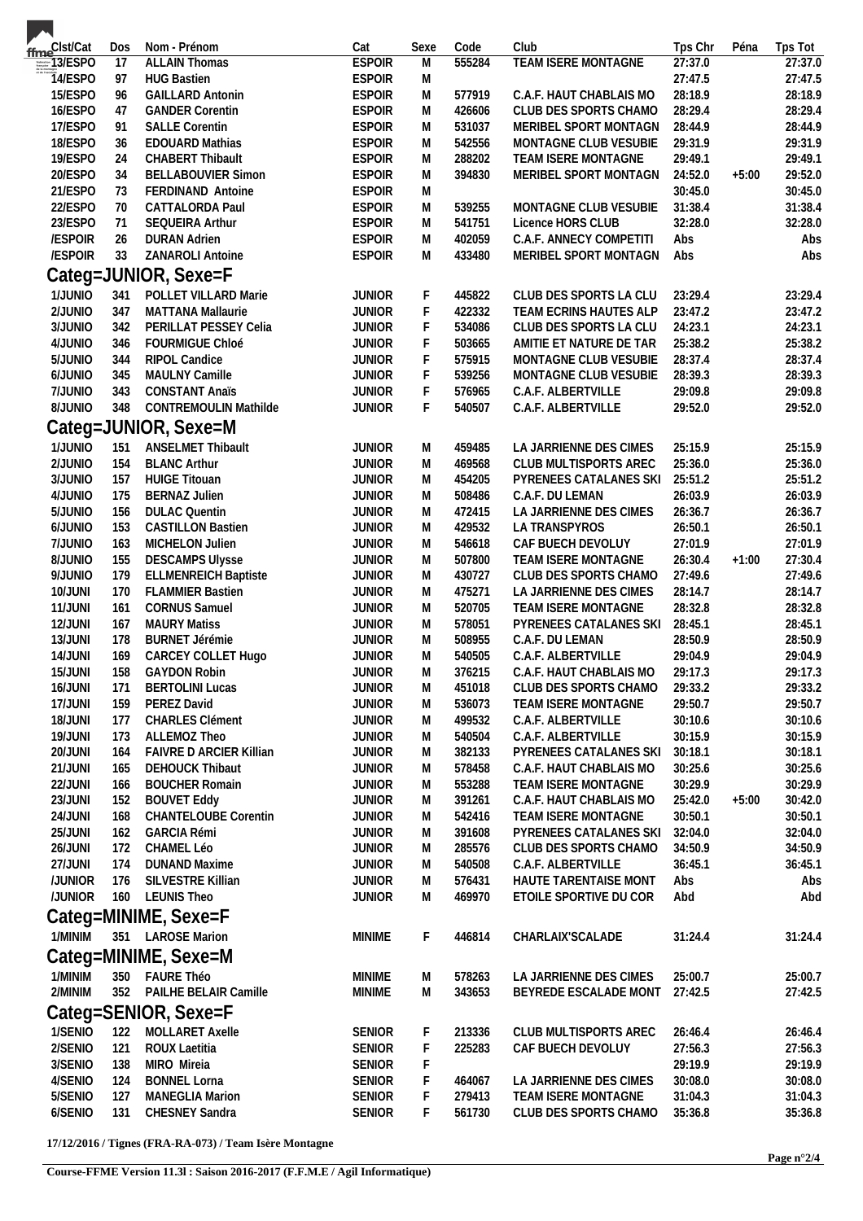| Clst/Cat | Dos | Nom - Prénom | Cat | Sexe | Code | Club | Tps Chr | Péna | Tps Tot |
|---|---|---|---|---|---|---|---|---|---|
| 13/ESPO | 17 | ALLAIN Thomas | ESPOIR | M | 555284 | TEAM ISERE MONTAGNE | 27:37.0 | | 27:37.0 |
| 14/ESPO | 97 | HUG Bastien | ESPOIR | M | | | 27:47.5 | | 27:47.5 |
| 15/ESPO | 96 | GAILLARD Antonin | ESPOIR | M | 577919 | C.A.F. HAUT CHABLAIS MO | 28:18.9 | | 28:18.9 |
| 16/ESPO | 47 | GANDER Corentin | ESPOIR | M | 426606 | CLUB DES SPORTS CHAMO | 28:29.4 | | 28:29.4 |
| 17/ESPO | 91 | SALLE Corentin | ESPOIR | M | 531037 | MERIBEL SPORT MONTAGN | 28:44.9 | | 28:44.9 |
| 18/ESPO | 36 | EDOUARD Mathias | ESPOIR | M | 542556 | MONTAGNE CLUB VESUBIE | 29:31.9 | | 29:31.9 |
| 19/ESPO | 24 | CHABERT Thibault | ESPOIR | M | 288202 | TEAM ISERE MONTAGNE | 29:49.1 | | 29:49.1 |
| 20/ESPO | 34 | BELLABOUVIER Simon | ESPOIR | M | 394830 | MERIBEL SPORT MONTAGN | 24:52.0 | +5:00 | 29:52.0 |
| 21/ESPO | 73 | FERDINAND Antoine | ESPOIR | M | | | 30:45.0 | | 30:45.0 |
| 22/ESPO | 70 | CATTALORDA Paul | ESPOIR | M | 539255 | MONTAGNE CLUB VESUBIE | 31:38.4 | | 31:38.4 |
| 23/ESPO | 71 | SEQUEIRA Arthur | ESPOIR | M | 541751 | Licence HORS CLUB | 32:28.0 | | 32:28.0 |
| /ESPOIR | 26 | DURAN Adrien | ESPOIR | M | 402059 | C.A.F. ANNECY COMPETITI | Abs | | Abs |
| /ESPOIR | 33 | ZANAROLI Antoine | ESPOIR | M | 433480 | MERIBEL SPORT MONTAGN | Abs | | Abs |

## Categ=JUNIOR, Sexe=F

| Clst/Cat | Dos | Nom - Prénom | Cat | Sexe | Code | Club | Tps Chr | Péna | Tps Tot |
|---|---|---|---|---|---|---|---|---|---|
| 1/JUNIO | 341 | POLLET VILLARD Marie | JUNIOR | F | 445822 | CLUB DES SPORTS LA CLU | 23:29.4 | | 23:29.4 |
| 2/JUNIO | 347 | MATTANA Mallaurie | JUNIOR | F | 422332 | TEAM ECRINS HAUTES ALP | 23:47.2 | | 23:47.2 |
| 3/JUNIO | 342 | PERILLAT PESSEY Celia | JUNIOR | F | 534086 | CLUB DES SPORTS LA CLU | 24:23.1 | | 24:23.1 |
| 4/JUNIO | 346 | FOURMIGUE Chloé | JUNIOR | F | 503665 | AMITIE ET NATURE DE TAR | 25:38.2 | | 25:38.2 |
| 5/JUNIO | 344 | RIPOL Candice | JUNIOR | F | 575915 | MONTAGNE CLUB VESUBIE | 28:37.4 | | 28:37.4 |
| 6/JUNIO | 345 | MAULNY Camille | JUNIOR | F | 539256 | MONTAGNE CLUB VESUBIE | 28:39.3 | | 28:39.3 |
| 7/JUNIO | 343 | CONSTANT Anaïs | JUNIOR | F | 576965 | C.A.F. ALBERTVILLE | 29:09.8 | | 29:09.8 |
| 8/JUNIO | 348 | CONTREMOULIN Mathilde | JUNIOR | F | 540507 | C.A.F. ALBERTVILLE | 29:52.0 | | 29:52.0 |

## Categ=JUNIOR, Sexe=M

| Clst/Cat | Dos | Nom - Prénom | Cat | Sexe | Code | Club | Tps Chr | Péna | Tps Tot |
|---|---|---|---|---|---|---|---|---|---|
| 1/JUNIO | 151 | ANSELMET Thibault | JUNIOR | M | 459485 | LA JARRIENNE DES CIMES | 25:15.9 | | 25:15.9 |
| 2/JUNIO | 154 | BLANC Arthur | JUNIOR | M | 469568 | CLUB MULTISPORTS AREC | 25:36.0 | | 25:36.0 |
| 3/JUNIO | 157 | HUIGE Titouan | JUNIOR | M | 454205 | PYRENEES CATALANES SKI | 25:51.2 | | 25:51.2 |
| 4/JUNIO | 175 | BERNAZ Julien | JUNIOR | M | 508486 | C.A.F. DU LEMAN | 26:03.9 | | 26:03.9 |
| 5/JUNIO | 156 | DULAC Quentin | JUNIOR | M | 472415 | LA JARRIENNE DES CIMES | 26:36.7 | | 26:36.7 |
| 6/JUNIO | 153 | CASTILLON Bastien | JUNIOR | M | 429532 | LA TRANSPYROS | 26:50.1 | | 26:50.1 |
| 7/JUNIO | 163 | MICHELON Julien | JUNIOR | M | 546618 | CAF BUECH DEVOLUY | 27:01.9 | | 27:01.9 |
| 8/JUNIO | 155 | DESCAMPS Ulysse | JUNIOR | M | 507800 | TEAM ISERE MONTAGNE | 26:30.4 | +1:00 | 27:30.4 |
| 9/JUNIO | 179 | ELLMENREICH Baptiste | JUNIOR | M | 430727 | CLUB DES SPORTS CHAMO | 27:49.6 | | 27:49.6 |
| 10/JUNI | 170 | FLAMMIER Bastien | JUNIOR | M | 475271 | LA JARRIENNE DES CIMES | 28:14.7 | | 28:14.7 |
| 11/JUNI | 161 | CORNUS Samuel | JUNIOR | M | 520705 | TEAM ISERE MONTAGNE | 28:32.8 | | 28:32.8 |
| 12/JUNI | 167 | MAURY Matiss | JUNIOR | M | 578051 | PYRENEES CATALANES SKI | 28:45.1 | | 28:45.1 |
| 13/JUNI | 178 | BURNET Jérémie | JUNIOR | M | 508955 | C.A.F. DU LEMAN | 28:50.9 | | 28:50.9 |
| 14/JUNI | 169 | CARCEY COLLET Hugo | JUNIOR | M | 540505 | C.A.F. ALBERTVILLE | 29:04.9 | | 29:04.9 |
| 15/JUNI | 158 | GAYDON Robin | JUNIOR | M | 376215 | C.A.F. HAUT CHABLAIS MO | 29:17.3 | | 29:17.3 |
| 16/JUNI | 171 | BERTOLINI Lucas | JUNIOR | M | 451018 | CLUB DES SPORTS CHAMO | 29:33.2 | | 29:33.2 |
| 17/JUNI | 159 | PEREZ David | JUNIOR | M | 536073 | TEAM ISERE MONTAGNE | 29:50.7 | | 29:50.7 |
| 18/JUNI | 177 | CHARLES Clément | JUNIOR | M | 499532 | C.A.F. ALBERTVILLE | 30:10.6 | | 30:10.6 |
| 19/JUNI | 173 | ALLEMOZ Theo | JUNIOR | M | 540504 | C.A.F. ALBERTVILLE | 30:15.9 | | 30:15.9 |
| 20/JUNI | 164 | FAIVRE D ARCIER Killian | JUNIOR | M | 382133 | PYRENEES CATALANES SKI | 30:18.1 | | 30:18.1 |
| 21/JUNI | 165 | DEHOUCK Thibaut | JUNIOR | M | 578458 | C.A.F. HAUT CHABLAIS MO | 30:25.6 | | 30:25.6 |
| 22/JUNI | 166 | BOUCHER Romain | JUNIOR | M | 553288 | TEAM ISERE MONTAGNE | 30:29.9 | | 30:29.9 |
| 23/JUNI | 152 | BOUVET Eddy | JUNIOR | M | 391261 | C.A.F. HAUT CHABLAIS MO | 25:42.0 | +5:00 | 30:42.0 |
| 24/JUNI | 168 | CHANTELOUBE Corentin | JUNIOR | M | 542416 | TEAM ISERE MONTAGNE | 30:50.1 | | 30:50.1 |
| 25/JUNI | 162 | GARCIA Rémi | JUNIOR | M | 391608 | PYRENEES CATALANES SKI | 32:04.0 | | 32:04.0 |
| 26/JUNI | 172 | CHAMEL Léo | JUNIOR | M | 285576 | CLUB DES SPORTS CHAMO | 34:50.9 | | 34:50.9 |
| 27/JUNI | 174 | DUNAND Maxime | JUNIOR | M | 540508 | C.A.F. ALBERTVILLE | 36:45.1 | | 36:45.1 |
| /JUNIOR | 176 | SILVESTRE Killian | JUNIOR | M | 576431 | HAUTE TARENTAISE MONT | Abs | | Abs |
| /JUNIOR | 160 | LEUNIS Theo | JUNIOR | M | 469970 | ETOILE SPORTIVE DU COR | Abd | | Abd |

## Categ=MINIME, Sexe=F

| Clst/Cat | Dos | Nom - Prénom | Cat | Sexe | Code | Club | Tps Chr | Péna | Tps Tot |
|---|---|---|---|---|---|---|---|---|---|
| 1/MINIM | 351 | LAROSE Marion | MINIME | F | 446814 | CHARLAIX'SCALADE | 31:24.4 | | 31:24.4 |

## Categ=MINIME, Sexe=M

| Clst/Cat | Dos | Nom - Prénom | Cat | Sexe | Code | Club | Tps Chr | Péna | Tps Tot |
|---|---|---|---|---|---|---|---|---|---|
| 1/MINIM | 350 | FAURE Théo | MINIME | M | 578263 | LA JARRIENNE DES CIMES | 25:00.7 | | 25:00.7 |
| 2/MINIM | 352 | PAILHE BELAIR Camille | MINIME | M | 343653 | BEYREDE ESCALADE MONT | 27:42.5 | | 27:42.5 |

## Categ=SENIOR, Sexe=F

| Clst/Cat | Dos | Nom - Prénom | Cat | Sexe | Code | Club | Tps Chr | Péna | Tps Tot |
|---|---|---|---|---|---|---|---|---|---|
| 1/SENIO | 122 | MOLLARET Axelle | SENIOR | F | 213336 | CLUB MULTISPORTS AREC | 26:46.4 | | 26:46.4 |
| 2/SENIO | 121 | ROUX Laetitia | SENIOR | F | 225283 | CAF BUECH DEVOLUY | 27:56.3 | | 27:56.3 |
| 3/SENIO | 138 | MIRO Mireia | SENIOR | F | | | 29:19.9 | | 29:19.9 |
| 4/SENIO | 124 | BONNEL Lorna | SENIOR | F | 464067 | LA JARRIENNE DES CIMES | 30:08.0 | | 30:08.0 |
| 5/SENIO | 127 | MANEGLIA Marion | SENIOR | F | 279413 | TEAM ISERE MONTAGNE | 31:04.3 | | 31:04.3 |
| 6/SENIO | 131 | CHESNEY Sandra | SENIOR | F | 561730 | CLUB DES SPORTS CHAMO | 35:36.8 | | 35:36.8 |

**17/12/2016 / Tignes (FRA-RA-073) / Team Isère Montagne**

**Course-FFME Version 11.3l : Saison 2016-2017 (F.F.M.E / Agil Informatique)**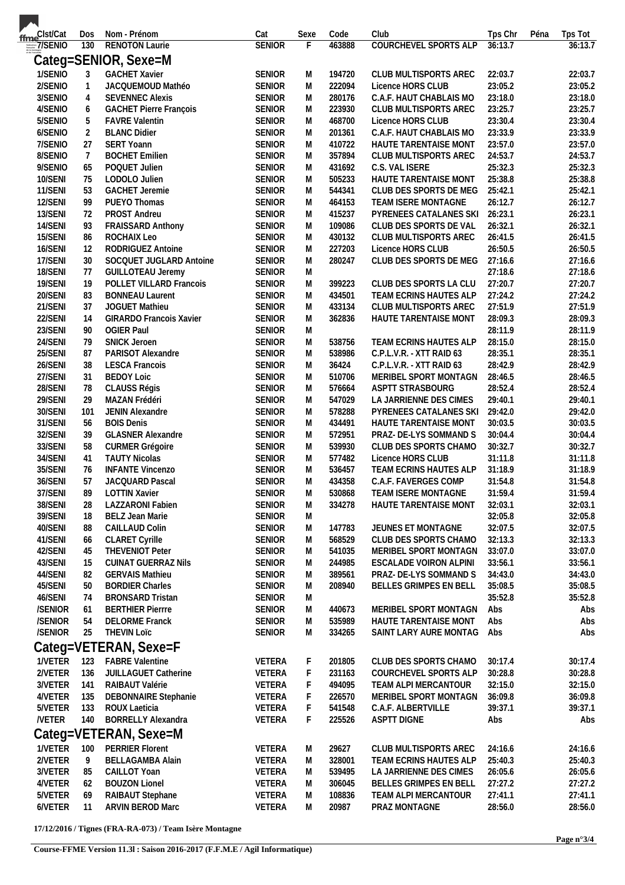| Clst/Cat | Dos | Nom - Prénom | Cat | Sexe | Code | Club | Tps Chr | Péna | Tps Tot |
|---|---|---|---|---|---|---|---|---|---|
| 7/SENIO | 130 | RENOTON Laurie | SENIOR | F | 463888 | COURCHEVEL SPORTS ALP | 36:13.7 | | 36:13.7 |

## Categ=SENIOR, Sexe=M

| Clst/Cat | Dos | Nom - Prénom | Cat | Sexe | Code | Club | Tps Chr | Péna | Tps Tot |
|---|---|---|---|---|---|---|---|---|---|
| 1/SENIO | 3 | GACHET Xavier | SENIOR | M | 194720 | CLUB MULTISPORTS AREC | 22:03.7 | | 22:03.7 |
| 2/SENIO | 1 | JACQUEMOUD Mathéo | SENIOR | M | 222094 | Licence HORS CLUB | 23:05.2 | | 23:05.2 |
| 3/SENIO | 4 | SEVENNEC Alexis | SENIOR | M | 280176 | C.A.F. HAUT CHABLAIS MO | 23:18.0 | | 23:18.0 |
| 4/SENIO | 6 | GACHET Pierre François | SENIOR | M | 223930 | CLUB MULTISPORTS AREC | 23:25.7 | | 23:25.7 |
| 5/SENIO | 5 | FAVRE Valentin | SENIOR | M | 468700 | Licence HORS CLUB | 23:30.4 | | 23:30.4 |
| 6/SENIO | 2 | BLANC Didier | SENIOR | M | 201361 | C.A.F. HAUT CHABLAIS MO | 23:33.9 | | 23:33.9 |
| 7/SENIO | 27 | SERT Yoann | SENIOR | M | 410722 | HAUTE TARENTAISE MONT | 23:57.0 | | 23:57.0 |
| 8/SENIO | 7 | BOCHET Emilien | SENIOR | M | 357894 | CLUB MULTISPORTS AREC | 24:53.7 | | 24:53.7 |
| 9/SENIO | 65 | POQUET Julien | SENIOR | M | 431692 | C.S. VAL ISERE | 25:32.3 | | 25:32.3 |
| 10/SENI | 75 | LODOLO Julien | SENIOR | M | 505233 | HAUTE TARENTAISE MONT | 25:38.8 | | 25:38.8 |
| 11/SENI | 53 | GACHET Jeremie | SENIOR | M | 544341 | CLUB DES SPORTS DE MEG | 25:42.1 | | 25:42.1 |
| 12/SENI | 99 | PUEYO Thomas | SENIOR | M | 464153 | TEAM ISERE MONTAGNE | 26:12.7 | | 26:12.7 |
| 13/SENI | 72 | PROST Andreu | SENIOR | M | 415237 | PYRENEES CATALANES SKI | 26:23.1 | | 26:23.1 |
| 14/SENI | 93 | FRAISSARD Anthony | SENIOR | M | 109086 | CLUB DES SPORTS DE VAL | 26:32.1 | | 26:32.1 |
| 15/SENI | 86 | ROCHAIX Leo | SENIOR | M | 430132 | CLUB MULTISPORTS AREC | 26:41.5 | | 26:41.5 |
| 16/SENI | 12 | RODRIGUEZ Antoine | SENIOR | M | 227203 | Licence HORS CLUB | 26:50.5 | | 26:50.5 |
| 17/SENI | 30 | SOCQUET JUGLARD Antoine | SENIOR | M | 280247 | CLUB DES SPORTS DE MEG | 27:16.6 | | 27:16.6 |
| 18/SENI | 77 | GUILLOTEAU Jeremy | SENIOR | M | | | 27:18.6 | | 27:18.6 |
| 19/SENI | 19 | POLLET VILLARD Francois | SENIOR | M | 399223 | CLUB DES SPORTS LA CLU | 27:20.7 | | 27:20.7 |
| 20/SENI | 83 | BONNEAU Laurent | SENIOR | M | 434501 | TEAM ECRINS HAUTES ALP | 27:24.2 | | 27:24.2 |
| 21/SENI | 37 | JOGUET Mathieu | SENIOR | M | 433134 | CLUB MULTISPORTS AREC | 27:51.9 | | 27:51.9 |
| 22/SENI | 14 | GIRARDO Francois Xavier | SENIOR | M | 362836 | HAUTE TARENTAISE MONT | 28:09.3 | | 28:09.3 |
| 23/SENI | 90 | OGIER Paul | SENIOR | M | | | 28:11.9 | | 28:11.9 |
| 24/SENI | 79 | SNICK Jeroen | SENIOR | M | 538756 | TEAM ECRINS HAUTES ALP | 28:15.0 | | 28:15.0 |
| 25/SENI | 87 | PARISOT Alexandre | SENIOR | M | 538986 | C.P.L.V.R. - XTT RAID 63 | 28:35.1 | | 28:35.1 |
| 26/SENI | 38 | LESCA Francois | SENIOR | M | 36424 | C.P.L.V.R. - XTT RAID 63 | 28:42.9 | | 28:42.9 |
| 27/SENI | 31 | BEDOY Loic | SENIOR | M | 510706 | MERIBEL SPORT MONTAGN | 28:46.5 | | 28:46.5 |
| 28/SENI | 78 | CLAUSS Régis | SENIOR | M | 576664 | ASPTT STRASBOURG | 28:52.4 | | 28:52.4 |
| 29/SENI | 29 | MAZAN Frédéri | SENIOR | M | 547029 | LA JARRIENNE DES CIMES | 29:40.1 | | 29:40.1 |
| 30/SENI | 101 | JENIN Alexandre | SENIOR | M | 578288 | PYRENEES CATALANES SKI | 29:42.0 | | 29:42.0 |
| 31/SENI | 56 | BOIS Denis | SENIOR | M | 434491 | HAUTE TARENTAISE MONT | 30:03.5 | | 30:03.5 |
| 32/SENI | 39 | GLASNER Alexandre | SENIOR | M | 572951 | PRAZ- DE-LYS SOMMAND S | 30:04.4 | | 30:04.4 |
| 33/SENI | 58 | CURMER Grégoire | SENIOR | M | 539930 | CLUB DES SPORTS CHAMO | 30:32.7 | | 30:32.7 |
| 34/SENI | 41 | TAUTY Nicolas | SENIOR | M | 577482 | Licence HORS CLUB | 31:11.8 | | 31:11.8 |
| 35/SENI | 76 | INFANTE Vincenzo | SENIOR | M | 536457 | TEAM ECRINS HAUTES ALP | 31:18.9 | | 31:18.9 |
| 36/SENI | 57 | JACQUARD Pascal | SENIOR | M | 434358 | C.A.F. FAVERGES COMP | 31:54.8 | | 31:54.8 |
| 37/SENI | 89 | LOTTIN Xavier | SENIOR | M | 530868 | TEAM ISERE MONTAGNE | 31:59.4 | | 31:59.4 |
| 38/SENI | 28 | LAZZARONI Fabien | SENIOR | M | 334278 | HAUTE TARENTAISE MONT | 32:03.1 | | 32:03.1 |
| 39/SENI | 18 | BELZ Jean Marie | SENIOR | M | | | 32:05.8 | | 32:05.8 |
| 40/SENI | 88 | CAILLAUD Colin | SENIOR | M | 147783 | JEUNES ET MONTAGNE | 32:07.5 | | 32:07.5 |
| 41/SENI | 66 | CLARET Cyrille | SENIOR | M | 568529 | CLUB DES SPORTS CHAMO | 32:13.3 | | 32:13.3 |
| 42/SENI | 45 | THEVENIOT Peter | SENIOR | M | 541035 | MERIBEL SPORT MONTAGN | 33:07.0 | | 33:07.0 |
| 43/SENI | 15 | CUINAT GUERRAZ Nils | SENIOR | M | 244985 | ESCALADE VOIRON ALPINI | 33:56.1 | | 33:56.1 |
| 44/SENI | 82 | GERVAIS Mathieu | SENIOR | M | 389561 | PRAZ- DE-LYS SOMMAND S | 34:43.0 | | 34:43.0 |
| 45/SENI | 50 | BORDIER Charles | SENIOR | M | 208940 | BELLES GRIMPES EN BELL | 35:08.5 | | 35:08.5 |
| 46/SENI | 74 | BRONSARD Tristan | SENIOR | M | | | 35:52.8 | | 35:52.8 |
| /SENIOR | 61 | BERTHIER Pierrre | SENIOR | M | 440673 | MERIBEL SPORT MONTAGN | Abs | | Abs |
| /SENIOR | 54 | DELORME Franck | SENIOR | M | 535989 | HAUTE TARENTAISE MONT | Abs | | Abs |
| /SENIOR | 25 | THEVIN Loïc | SENIOR | M | 334265 | SAINT LARY AURE MONTAG | Abs | | Abs |

## Categ=VETERAN, Sexe=F

| Clst/Cat | Dos | Nom - Prénom | Cat | Sexe | Code | Club | Tps Chr | Péna | Tps Tot |
|---|---|---|---|---|---|---|---|---|---|
| 1/VETER | 123 | FABRE Valentine | VETERA | F | 201805 | CLUB DES SPORTS CHAMO | 30:17.4 | | 30:17.4 |
| 2/VETER | 136 | JUILLAGUET Catherine | VETERA | F | 231163 | COURCHEVEL SPORTS ALP | 30:28.8 | | 30:28.8 |
| 3/VETER | 141 | RAIBAUT Valérie | VETERA | F | 494095 | TEAM ALPI MERCANTOUR | 32:15.0 | | 32:15.0 |
| 4/VETER | 135 | DEBONNAIRE Stephanie | VETERA | F | 226570 | MERIBEL SPORT MONTAGN | 36:09.8 | | 36:09.8 |
| 5/VETER | 133 | ROUX Laeticia | VETERA | F | 541548 | C.A.F. ALBERTVILLE | 39:37.1 | | 39:37.1 |
| /VETER | 140 | BORRELLY Alexandra | VETERA | F | 225526 | ASPTT DIGNE | Abs | | Abs |

## Categ=VETERAN, Sexe=M

| Clst/Cat | Dos | Nom - Prénom | Cat | Sexe | Code | Club | Tps Chr | Péna | Tps Tot |
|---|---|---|---|---|---|---|---|---|---|
| 1/VETER | 100 | PERRIER Florent | VETERA | M | 29627 | CLUB MULTISPORTS AREC | 24:16.6 | | 24:16.6 |
| 2/VETER | 9 | BELLAGAMBA Alain | VETERA | M | 328001 | TEAM ECRINS HAUTES ALP | 25:40.3 | | 25:40.3 |
| 3/VETER | 85 | CAILLOT Yoan | VETERA | M | 539495 | LA JARRIENNE DES CIMES | 26:05.6 | | 26:05.6 |
| 4/VETER | 62 | BOUZON Lionel | VETERA | M | 306045 | BELLES GRIMPES EN BELL | 27:27.2 | | 27:27.2 |
| 5/VETER | 69 | RAIBAUT Stephane | VETERA | M | 108836 | TEAM ALPI MERCANTOUR | 27:41.1 | | 27:41.1 |
| 6/VETER | 11 | ARVIN BEROD Marc | VETERA | M | 20987 | PRAZ MONTAGNE | 28:56.0 | | 28:56.0 |

**17/12/2016 / Tignes (FRA-RA-073) / Team Isère Montagne**

**Course-FFME Version 11.3l : Saison 2016-2017 (F.F.M.E / Agil Informatique)**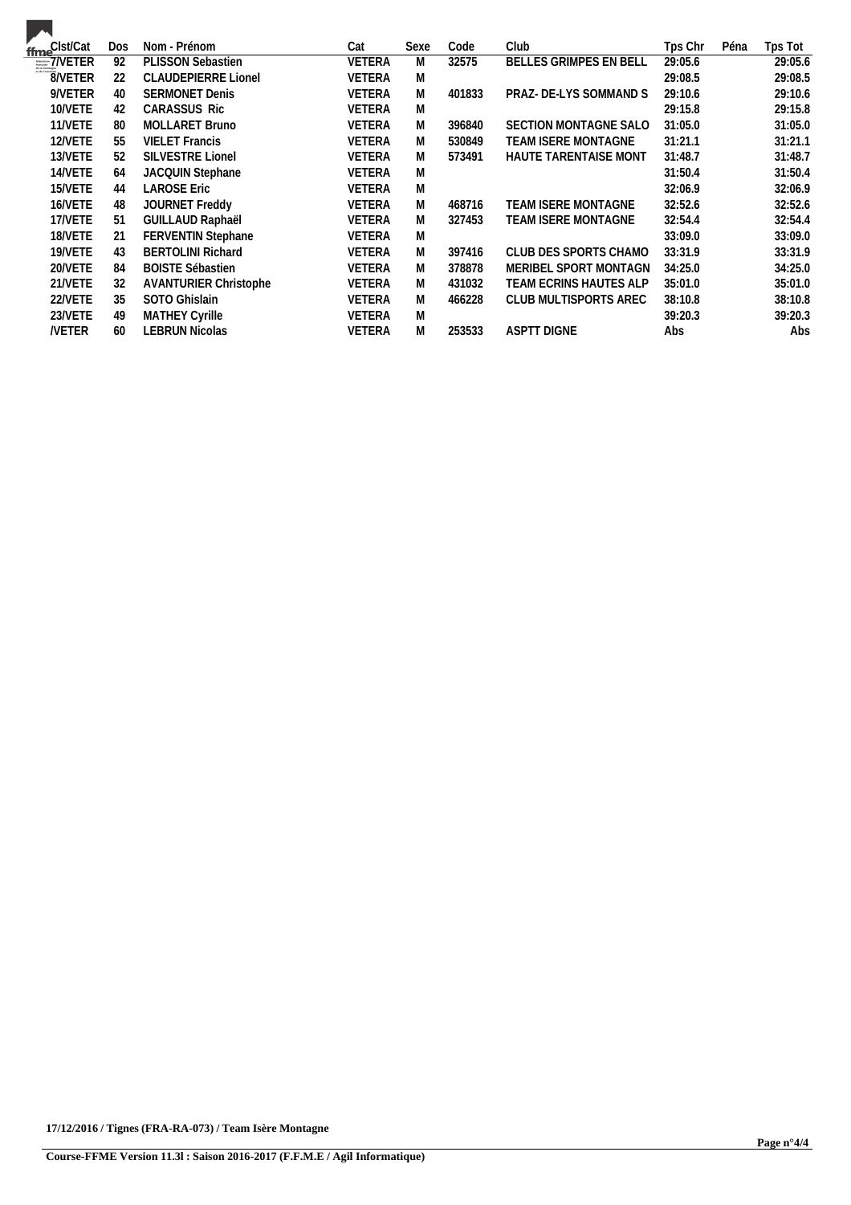| Clst/Cat | Dos | Nom - Prénom | Cat | Sexe | Code | Club | Tps Chr | Péna | Tps Tot |
|---|---|---|---|---|---|---|---|---|---|
| 7/VETER | 92 | PLISSON Sebastien | VETERA | M | 32575 | BELLES GRIMPES EN BELL | 29:05.6 | | 29:05.6 |
| 8/VETER | 22 | CLAUDEPIERRE Lionel | VETERA | M | | | 29:08.5 | | 29:08.5 |
| 9/VETER | 40 | SERMONET Denis | VETERA | M | 401833 | PRAZ- DE-LYS SOMMAND S | 29:10.6 | | 29:10.6 |
| 10/VETE | 42 | CARASSUS Ric | VETERA | M | | | 29:15.8 | | 29:15.8 |
| 11/VETE | 80 | MOLLARET Bruno | VETERA | M | 396840 | SECTION MONTAGNE SALO | 31:05.0 | | 31:05.0 |
| 12/VETE | 55 | VIELET Francis | VETERA | M | 530849 | TEAM ISERE MONTAGNE | 31:21.1 | | 31:21.1 |
| 13/VETE | 52 | SILVESTRE Lionel | VETERA | M | 573491 | HAUTE TARENTAISE MONT | 31:48.7 | | 31:48.7 |
| 14/VETE | 64 | JACQUIN Stephane | VETERA | M | | | 31:50.4 | | 31:50.4 |
| 15/VETE | 44 | LAROSE Eric | VETERA | M | | | 32:06.9 | | 32:06.9 |
| 16/VETE | 48 | JOURNET Freddy | VETERA | M | 468716 | TEAM ISERE MONTAGNE | 32:52.6 | | 32:52.6 |
| 17/VETE | 51 | GUILLAUD Raphaël | VETERA | M | 327453 | TEAM ISERE MONTAGNE | 32:54.4 | | 32:54.4 |
| 18/VETE | 21 | FERVENTIN Stephane | VETERA | M | | | 33:09.0 | | 33:09.0 |
| 19/VETE | 43 | BERTOLINI Richard | VETERA | M | 397416 | CLUB DES SPORTS CHAMO | 33:31.9 | | 33:31.9 |
| 20/VETE | 84 | BOISTE Sébastien | VETERA | M | 378878 | MERIBEL SPORT MONTAGN | 34:25.0 | | 34:25.0 |
| 21/VETE | 32 | AVANTURIER Christophe | VETERA | M | 431032 | TEAM ECRINS HAUTES ALP | 35:01.0 | | 35:01.0 |
| 22/VETE | 35 | SOTO Ghislain | VETERA | M | 466228 | CLUB MULTISPORTS AREC | 38:10.8 | | 38:10.8 |
| 23/VETE | 49 | MATHEY Cyrille | VETERA | M | | | 39:20.3 | | 39:20.3 |
| /VETER | 60 | LEBRUN Nicolas | VETERA | M | 253533 | ASPTT DIGNE | Abs | | Abs |

**17/12/2016 / Tignes (FRA-RA-073) / Team Isère Montagne**

**Course-FFME Version 11.3l : Saison 2016-2017 (F.F.M.E / Agil Informatique)**